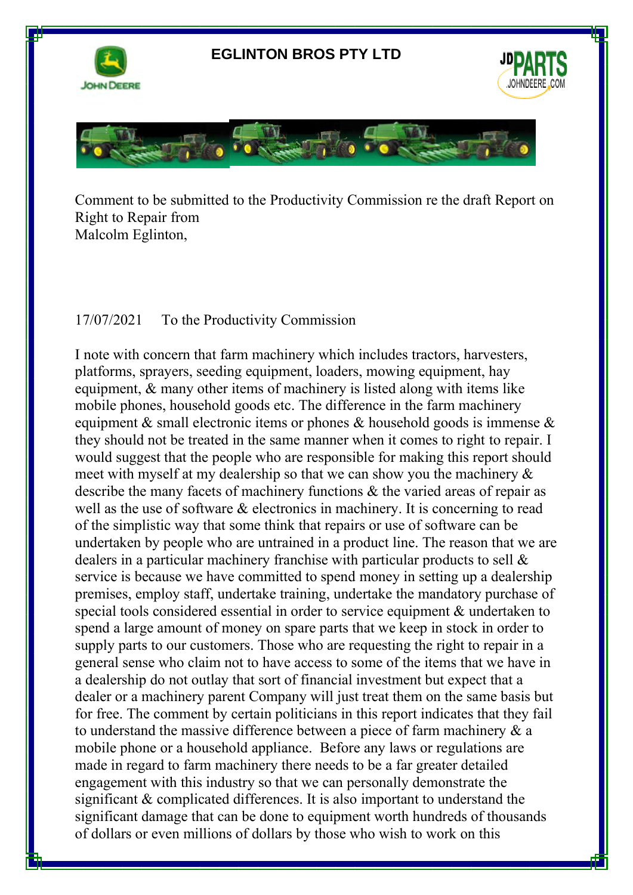# EGLINTON BROS PTY LTD

Comment to be submitted to the Productivity Commission re the draft Report on Right to Repair from
Malcolm Eglinton,

17/07/2021    To the Productivity Commission

I note with concern that farm machinery which includes tractors, harvesters, platforms, sprayers, seeding equipment, loaders, mowing equipment, hay equipment, & many other items of machinery is listed along with items like mobile phones, household goods etc. The difference in the farm machinery equipment & small electronic items or phones & household goods is immense & they should not be treated in the same manner when it comes to right to repair. I would suggest that the people who are responsible for making this report should meet with myself at my dealership so that we can show you the machinery & describe the many facets of machinery functions & the varied areas of repair as well as the use of software & electronics in machinery. It is concerning to read of the simplistic way that some think that repairs or use of software can be undertaken by people who are untrained in a product line. The reason that we are dealers in a particular machinery franchise with particular products to sell & service is because we have committed to spend money in setting up a dealership premises, employ staff, undertake training, undertake the mandatory purchase of special tools considered essential in order to service equipment & undertaken to spend a large amount of money on spare parts that we keep in stock in order to supply parts to our customers. Those who are requesting the right to repair in a general sense who claim not to have access to some of the items that we have in a dealership do not outlay that sort of financial investment but expect that a dealer or a machinery parent Company will just treat them on the same basis but for free. The comment by certain politicians in this report indicates that they fail to understand the massive difference between a piece of farm machinery & a mobile phone or a household appliance. Before any laws or regulations are made in regard to farm machinery there needs to be a far greater detailed engagement with this industry so that we can personally demonstrate the significant & complicated differences. It is also important to understand the significant damage that can be done to equipment worth hundreds of thousands of dollars or even millions of dollars by those who wish to work on this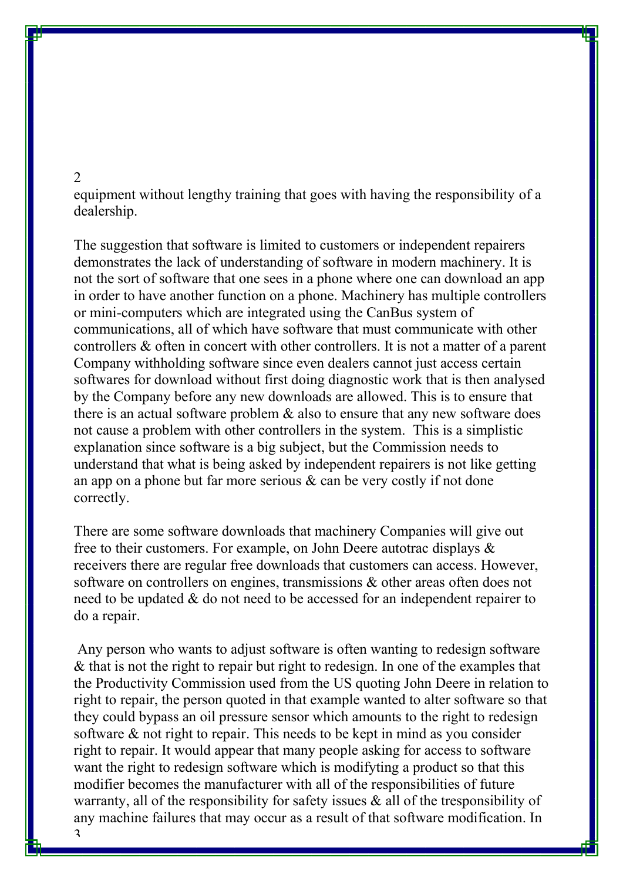equipment without lengthy training that goes with having the responsibility of a dealership.

The suggestion that software is limited to customers or independent repairers demonstrates the lack of understanding of software in modern machinery. It is not the sort of software that one sees in a phone where one can download an app in order to have another function on a phone. Machinery has multiple controllers or mini-computers which are integrated using the CanBus system of communications, all of which have software that must communicate with other controllers & often in concert with other controllers. It is not a matter of a parent Company withholding software since even dealers cannot just access certain softwares for download without first doing diagnostic work that is then analysed by the Company before any new downloads are allowed. This is to ensure that there is an actual software problem & also to ensure that any new software does not cause a problem with other controllers in the system.  This is a simplistic explanation since software is a big subject, but the Commission needs to understand that what is being asked by independent repairers is not like getting an app on a phone but far more serious & can be very costly if not done correctly.

There are some software downloads that machinery Companies will give out free to their customers. For example, on John Deere autotrac displays & receivers there are regular free downloads that customers can access. However, software on controllers on engines, transmissions & other areas often does not need to be updated & do not need to be accessed for an independent repairer to do a repair.

Any person who wants to adjust software is often wanting to redesign software & that is not the right to repair but right to redesign. In one of the examples that the Productivity Commission used from the US quoting John Deere in relation to right to repair, the person quoted in that example wanted to alter software so that they could bypass an oil pressure sensor which amounts to the right to redesign software & not right to repair. This needs to be kept in mind as you consider right to repair. It would appear that many people asking for access to software want the right to redesign software which is modifyting a product so that this modifier becomes the manufacturer with all of the responsibilities of future warranty, all of the responsibility for safety issues & all of the tresponsibility of any machine failures that may occur as a result of that software modification. In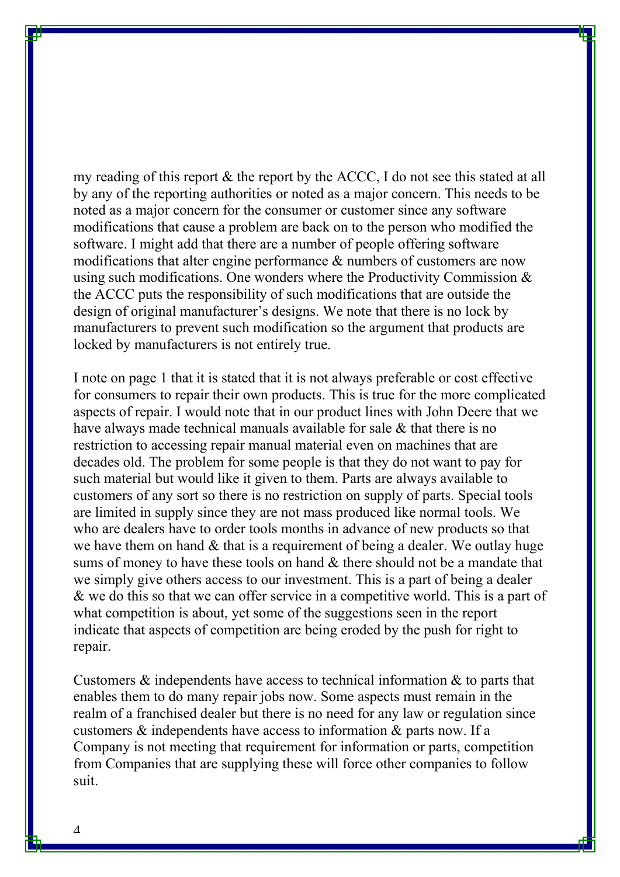my reading of this report & the report by the ACCC, I do not see this stated at all by any of the reporting authorities or noted as a major concern. This needs to be noted as a major concern for the consumer or customer since any software modifications that cause a problem are back on to the person who modified the software. I might add that there are a number of people offering software modifications that alter engine performance & numbers of customers are now using such modifications. One wonders where the Productivity Commission & the ACCC puts the responsibility of such modifications that are outside the design of original manufacturer's designs. We note that there is no lock by manufacturers to prevent such modification so the argument that products are locked by manufacturers is not entirely true.

I note on page 1 that it is stated that it is not always preferable or cost effective for consumers to repair their own products. This is true for the more complicated aspects of repair. I would note that in our product lines with John Deere that we have always made technical manuals available for sale & that there is no restriction to accessing repair manual material even on machines that are decades old. The problem for some people is that they do not want to pay for such material but would like it given to them. Parts are always available to customers of any sort so there is no restriction on supply of parts. Special tools are limited in supply since they are not mass produced like normal tools. We who are dealers have to order tools months in advance of new products so that we have them on hand & that is a requirement of being a dealer. We outlay huge sums of money to have these tools on hand & there should not be a mandate that we simply give others access to our investment. This is a part of being a dealer & we do this so that we can offer service in a competitive world. This is a part of what competition is about, yet some of the suggestions seen in the report indicate that aspects of competition are being eroded by the push for right to repair.

Customers & independents have access to technical information & to parts that enables them to do many repair jobs now. Some aspects must remain in the realm of a franchised dealer but there is no need for any law or regulation since customers & independents have access to information & parts now. If a Company is not meeting that requirement for information or parts, competition from Companies that are supplying these will force other companies to follow suit.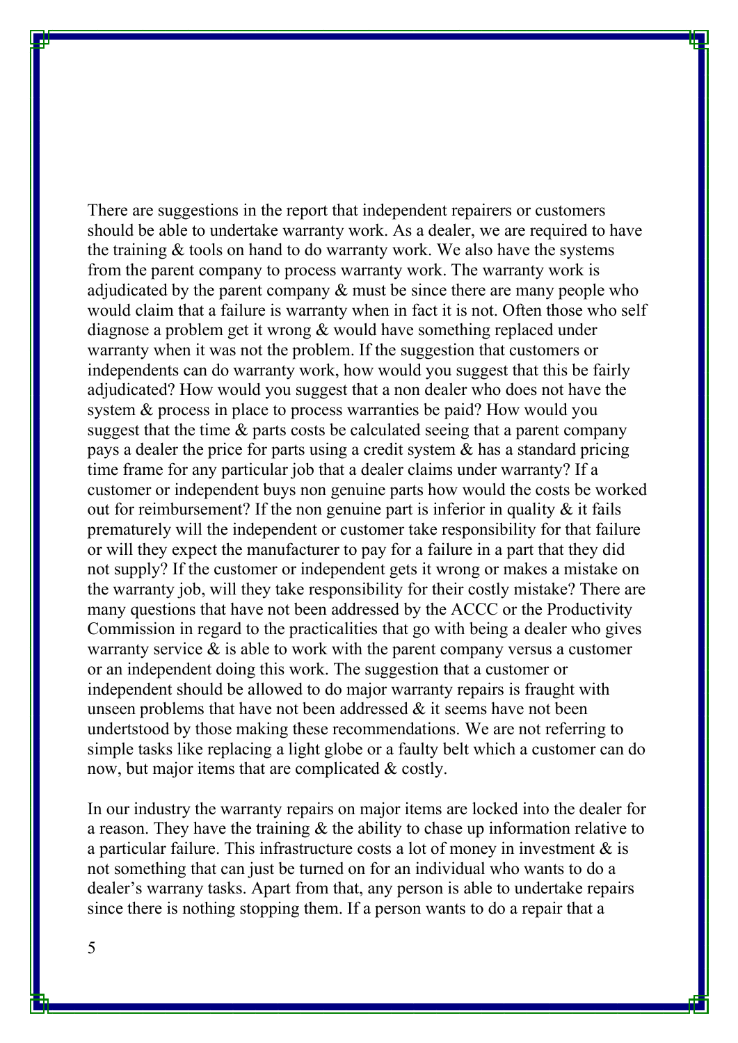There are suggestions in the report that independent repairers or customers should be able to undertake warranty work. As a dealer, we are required to have the training & tools on hand to do warranty work. We also have the systems from the parent company to process warranty work. The warranty work is adjudicated by the parent company & must be since there are many people who would claim that a failure is warranty when in fact it is not. Often those who self diagnose a problem get it wrong & would have something replaced under warranty when it was not the problem. If the suggestion that customers or independents can do warranty work, how would you suggest that this be fairly adjudicated? How would you suggest that a non dealer who does not have the system & process in place to process warranties be paid? How would you suggest that the time & parts costs be calculated seeing that a parent company pays a dealer the price for parts using a credit system & has a standard pricing time frame for any particular job that a dealer claims under warranty? If a customer or independent buys non genuine parts how would the costs be worked out for reimbursement? If the non genuine part is inferior in quality & it fails prematurely will the independent or customer take responsibility for that failure or will they expect the manufacturer to pay for a failure in a part that they did not supply? If the customer or independent gets it wrong or makes a mistake on the warranty job, will they take responsibility for their costly mistake? There are many questions that have not been addressed by the ACCC or the Productivity Commission in regard to the practicalities that go with being a dealer who gives warranty service & is able to work with the parent company versus a customer or an independent doing this work. The suggestion that a customer or independent should be allowed to do major warranty repairs is fraught with unseen problems that have not been addressed & it seems have not been undertstood by those making these recommendations. We are not referring to simple tasks like replacing a light globe or a faulty belt which a customer can do now, but major items that are complicated & costly.

In our industry the warranty repairs on major items are locked into the dealer for a reason. They have the training & the ability to chase up information relative to a particular failure. This infrastructure costs a lot of money in investment & is not something that can just be turned on for an individual who wants to do a dealer's warrany tasks. Apart from that, any person is able to undertake repairs since there is nothing stopping them. If a person wants to do a repair that a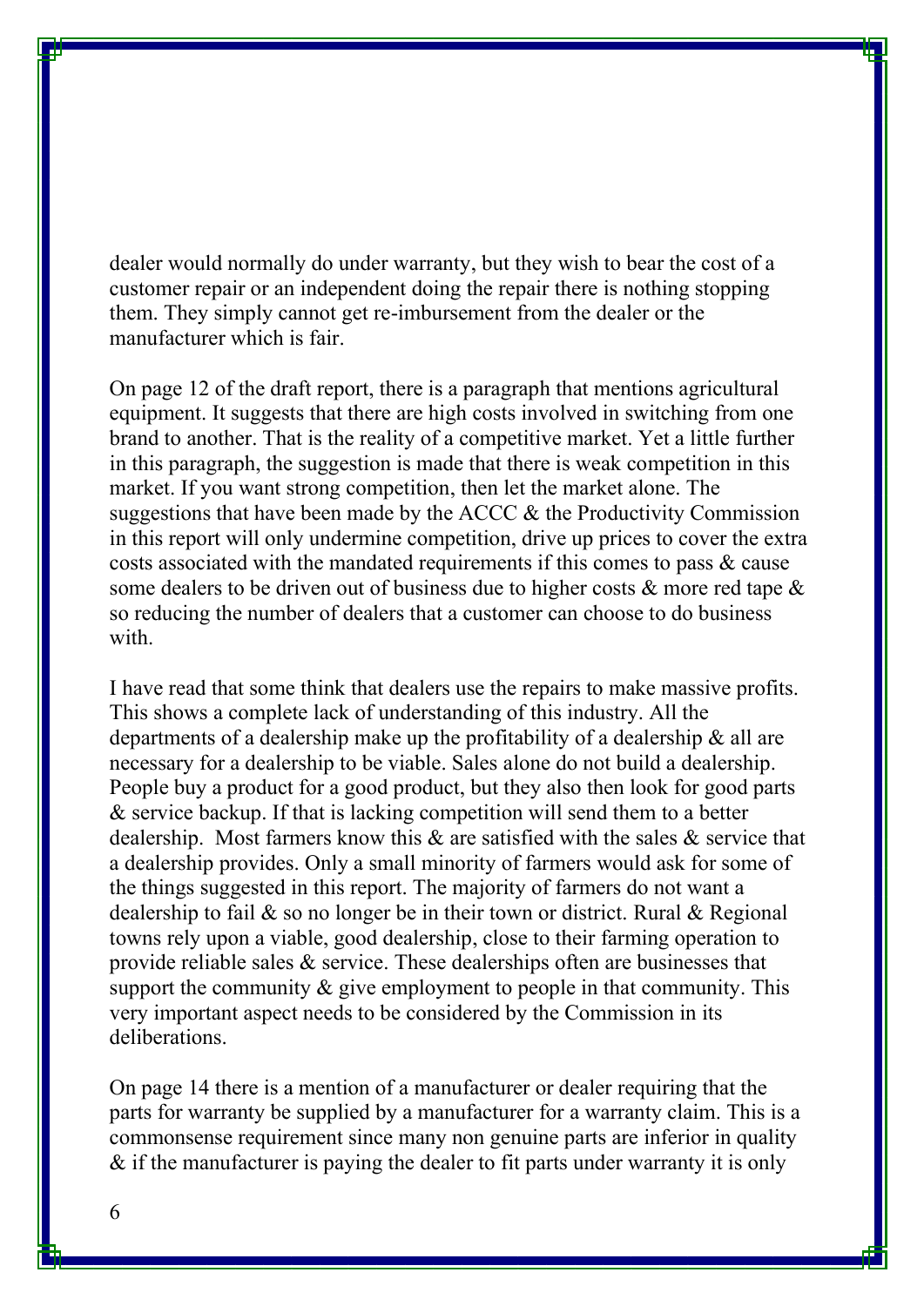dealer would normally do under warranty, but they wish to bear the cost of a customer repair or an independent doing the repair there is nothing stopping them. They simply cannot get re-imbursement from the dealer or the manufacturer which is fair.

On page 12 of the draft report, there is a paragraph that mentions agricultural equipment. It suggests that there are high costs involved in switching from one brand to another. That is the reality of a competitive market. Yet a little further in this paragraph, the suggestion is made that there is weak competition in this market. If you want strong competition, then let the market alone. The suggestions that have been made by the ACCC & the Productivity Commission in this report will only undermine competition, drive up prices to cover the extra costs associated with the mandated requirements if this comes to pass & cause some dealers to be driven out of business due to higher costs & more red tape & so reducing the number of dealers that a customer can choose to do business with.

I have read that some think that dealers use the repairs to make massive profits. This shows a complete lack of understanding of this industry. All the departments of a dealership make up the profitability of a dealership & all are necessary for a dealership to be viable. Sales alone do not build a dealership. People buy a product for a good product, but they also then look for good parts & service backup. If that is lacking competition will send them to a better dealership. Most farmers know this & are satisfied with the sales & service that a dealership provides. Only a small minority of farmers would ask for some of the things suggested in this report. The majority of farmers do not want a dealership to fail & so no longer be in their town or district. Rural & Regional towns rely upon a viable, good dealership, close to their farming operation to provide reliable sales & service. These dealerships often are businesses that support the community & give employment to people in that community. This very important aspect needs to be considered by the Commission in its deliberations.

On page 14 there is a mention of a manufacturer or dealer requiring that the parts for warranty be supplied by a manufacturer for a warranty claim. This is a commonsense requirement since many non genuine parts are inferior in quality & if the manufacturer is paying the dealer to fit parts under warranty it is only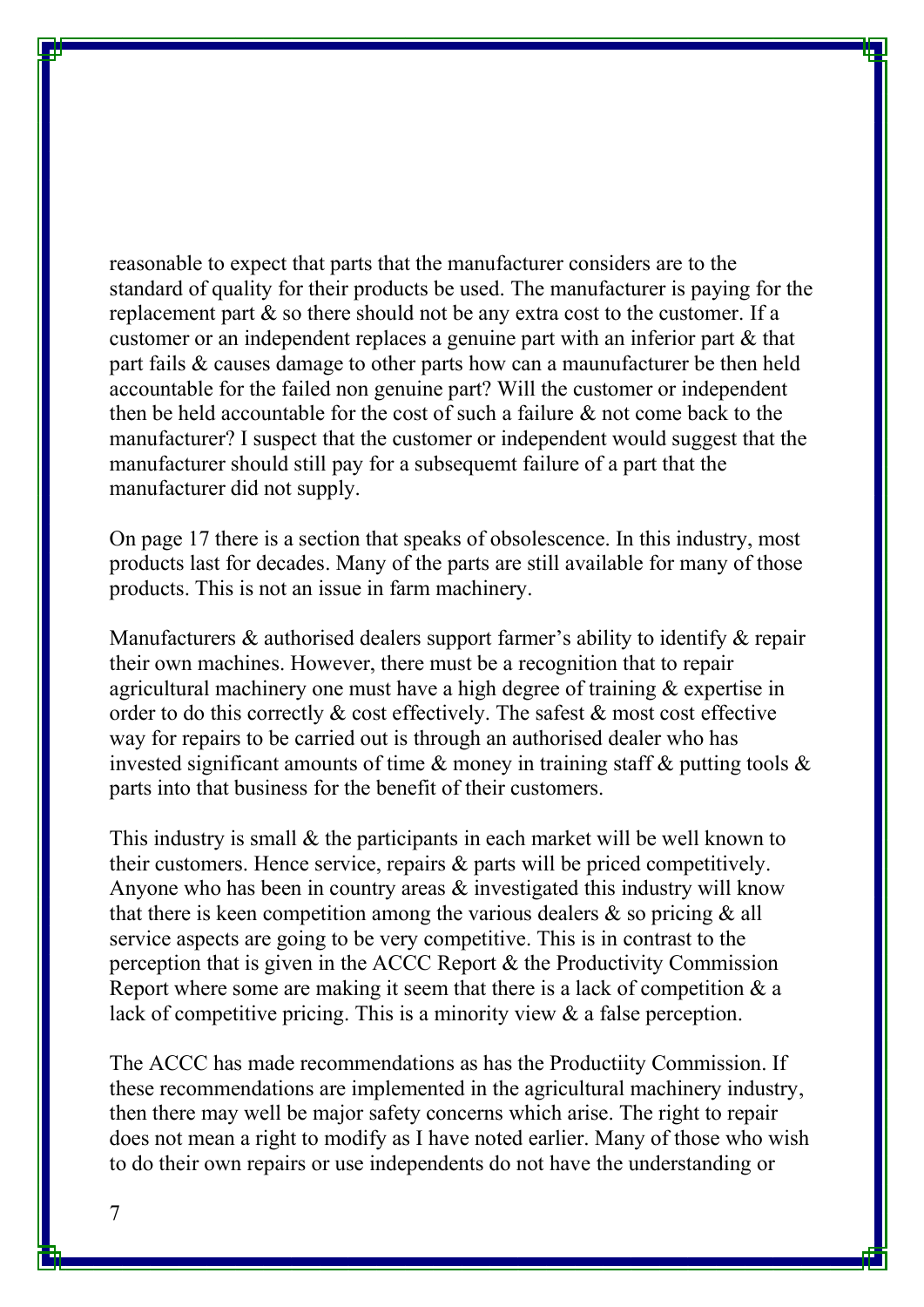reasonable to expect that parts that the manufacturer considers are to the standard of quality for their products be used. The manufacturer is paying for the replacement part & so there should not be any extra cost to the customer. If a customer or an independent replaces a genuine part with an inferior part & that part fails & causes damage to other parts how can a maunufacturer be then held accountable for the failed non genuine part? Will the customer or independent then be held accountable for the cost of such a failure & not come back to the manufacturer? I suspect that the customer or independent would suggest that the manufacturer should still pay for a subsequemt failure of a part that the manufacturer did not supply.

On page 17 there is a section that speaks of obsolescence. In this industry, most products last for decades. Many of the parts are still available for many of those products. This is not an issue in farm machinery.

Manufacturers & authorised dealers support farmer's ability to identify & repair their own machines. However, there must be a recognition that to repair agricultural machinery one must have a high degree of training & expertise in order to do this correctly & cost effectively. The safest & most cost effective way for repairs to be carried out is through an authorised dealer who has invested significant amounts of time & money in training staff & putting tools & parts into that business for the benefit of their customers.

This industry is small & the participants in each market will be well known to their customers. Hence service, repairs & parts will be priced competitively. Anyone who has been in country areas & investigated this industry will know that there is keen competition among the various dealers & so pricing & all service aspects are going to be very competitive. This is in contrast to the perception that is given in the ACCC Report & the Productivity Commission Report where some are making it seem that there is a lack of competition & a lack of competitive pricing. This is a minority view & a false perception.

The ACCC has made recommendations as has the Productiity Commission. If these recommendations are implemented in the agricultural machinery industry, then there may well be major safety concerns which arise. The right to repair does not mean a right to modify as I have noted earlier. Many of those who wish to do their own repairs or use independents do not have the understanding or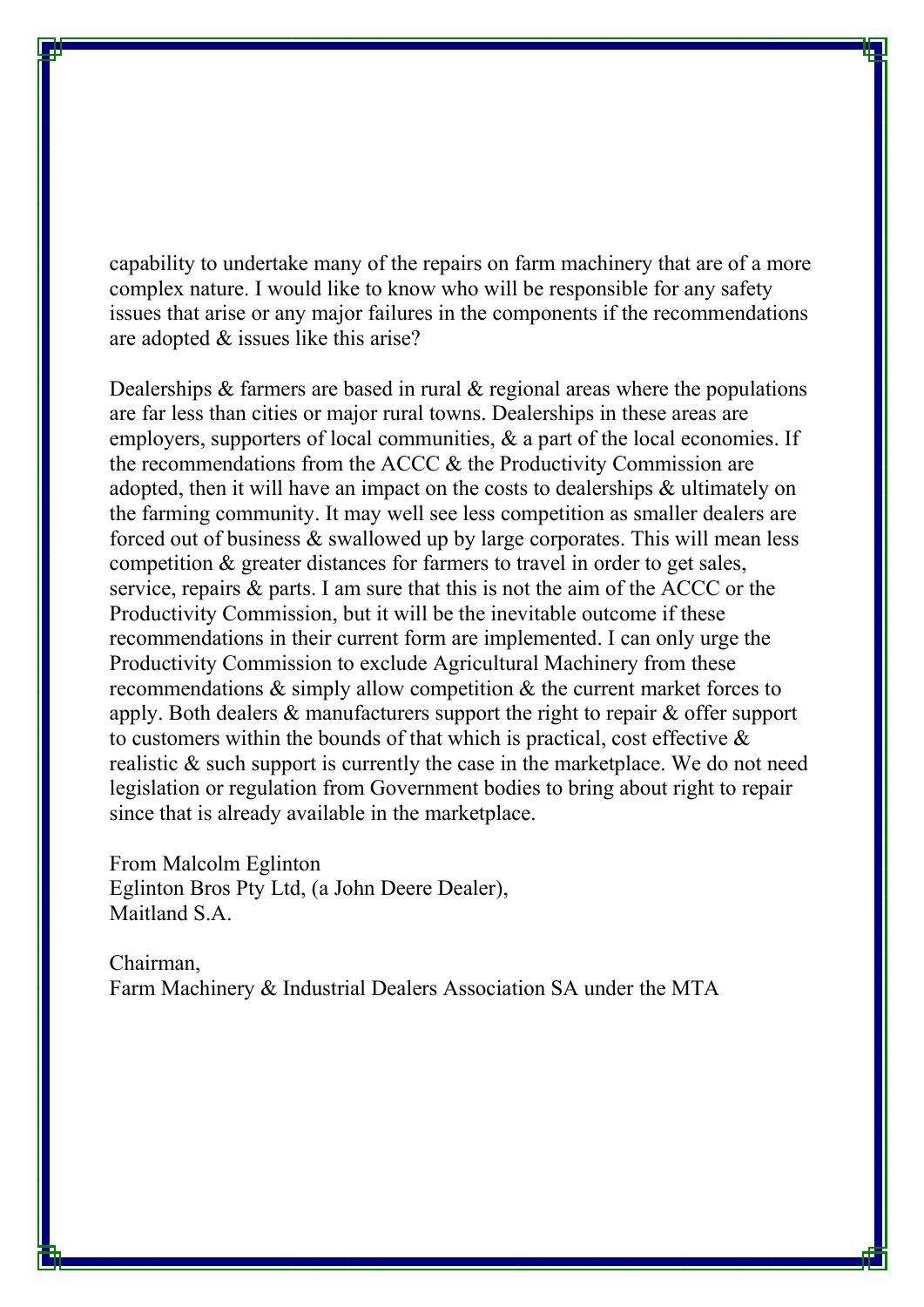capability to undertake many of the repairs on farm machinery that are of a more complex nature. I would like to know who will be responsible for any safety issues that arise or any major failures in the components if the recommendations are adopted & issues like this arise?

Dealerships & farmers are based in rural & regional areas where the populations are far less than cities or major rural towns. Dealerships in these areas are employers, supporters of local communities, & a part of the local economies. If the recommendations from the ACCC & the Productivity Commission are adopted, then it will have an impact on the costs to dealerships & ultimately on the farming community. It may well see less competition as smaller dealers are forced out of business & swallowed up by large corporates. This will mean less competition & greater distances for farmers to travel in order to get sales, service, repairs & parts. I am sure that this is not the aim of the ACCC or the Productivity Commission, but it will be the inevitable outcome if these recommendations in their current form are implemented. I can only urge the Productivity Commission to exclude Agricultural Machinery from these recommendations & simply allow competition & the current market forces to apply. Both dealers & manufacturers support the right to repair & offer support to customers within the bounds of that which is practical, cost effective & realistic & such support is currently the case in the marketplace. We do not need legislation or regulation from Government bodies to bring about right to repair since that is already available in the marketplace.

From Malcolm Eglinton
Eglinton Bros Pty Ltd, (a John Deere Dealer),
Maitland S.A.

Chairman,
Farm Machinery & Industrial Dealers Association SA under the MTA